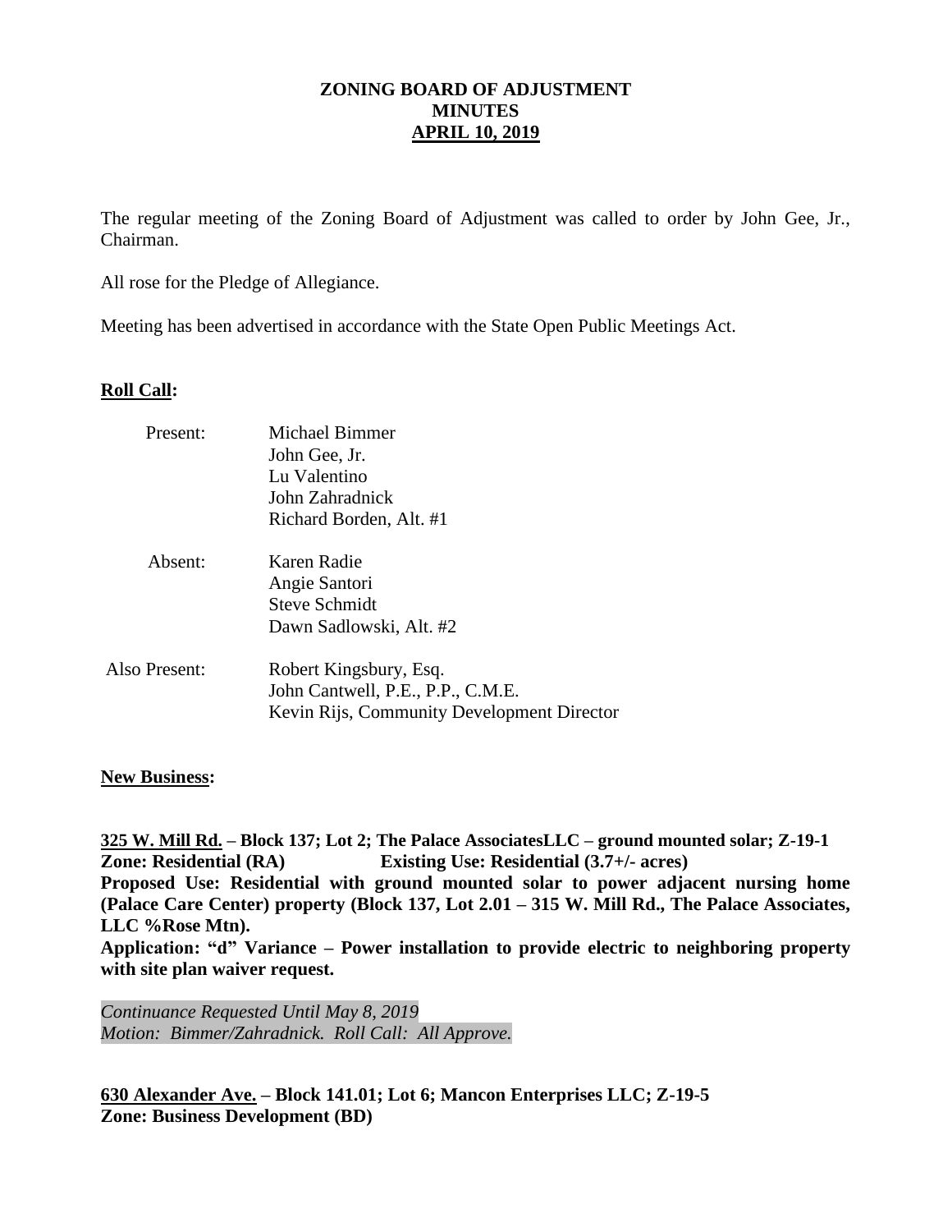# ZONING BOARD OF ADJUSTMENT
## MINUTES
## APRIL 10, 2019

The regular meeting of the Zoning Board of Adjustment was called to order by John Gee, Jr., Chairman.

All rose for the Pledge of Allegiance.

Meeting has been advertised in accordance with the State Open Public Meetings Act.

**Roll Call:**

| | |
|---|---|
| Present: | Michael Bimmer<br>John Gee, Jr.<br>Lu Valentino<br>John Zahradnick<br>Richard Borden, Alt. #1 |
| Absent: | Karen Radie<br>Angie Santori<br>Steve Schmidt<br>Dawn Sadlowski, Alt. #2 |
| Also Present: | Robert Kingsbury, Esq.<br>John Cantwell, P.E., P.P., C.M.E.<br>Kevin Rijs, Community Development Director |

**New Business:**

**325 W. Mill Rd. – Block 137; Lot 2; The Palace AssociatesLLC – ground mounted solar; Z-19-1**
**Zone: Residential (RA) Existing Use: Residential (3.7+/- acres)**
**Proposed Use: Residential with ground mounted solar to power adjacent nursing home (Palace Care Center) property (Block 137, Lot 2.01 – 315 W. Mill Rd., The Palace Associates, LLC %Rose Mtn).**
**Application: "d" Variance – Power installation to provide electric to neighboring property with site plan waiver request.**

*Continuance Requested Until May 8, 2019*
*Motion: Bimmer/Zahradnick. Roll Call: All Approve.*

**630 Alexander Ave. – Block 141.01; Lot 6; Mancon Enterprises LLC; Z-19-5**
**Zone: Business Development (BD)**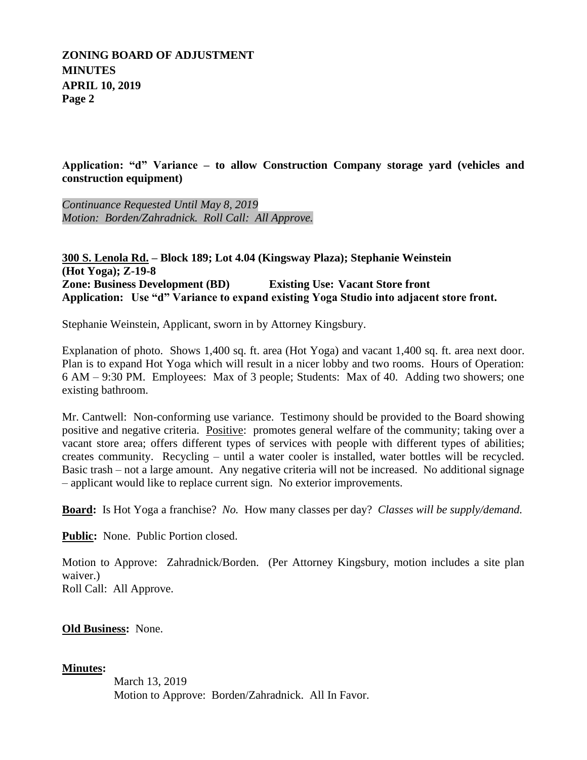**Application: "d" Variance – to allow Construction Company storage yard (vehicles and construction equipment)**

*Continuance Requested Until May 8, 2019*
*Motion: Borden/Zahradnick. Roll Call: All Approve.*

**300 S. Lenola Rd. – Block 189; Lot 4.04 (Kingsway Plaza); Stephanie Weinstein (Hot Yoga); Z-19-8**
**Zone: Business Development (BD) Existing Use: Vacant Store front**
**Application: Use "d" Variance to expand existing Yoga Studio into adjacent store front.**

Stephanie Weinstein, Applicant, sworn in by Attorney Kingsbury.

Explanation of photo. Shows 1,400 sq. ft. area (Hot Yoga) and vacant 1,400 sq. ft. area next door. Plan is to expand Hot Yoga which will result in a nicer lobby and two rooms. Hours of Operation: 6 AM – 9:30 PM. Employees: Max of 3 people; Students: Max of 40. Adding two showers; one existing bathroom.

Mr. Cantwell: Non-conforming use variance. Testimony should be provided to the Board showing positive and negative criteria. Positive: promotes general welfare of the community; taking over a vacant store area; offers different types of services with people with different types of abilities; creates community. Recycling – until a water cooler is installed, water bottles will be recycled. Basic trash – not a large amount. Any negative criteria will not be increased. No additional signage – applicant would like to replace current sign. No exterior improvements.

**Board:** Is Hot Yoga a franchise? *No.* How many classes per day? *Classes will be supply/demand.*

**Public:** None. Public Portion closed.

Motion to Approve: Zahradnick/Borden. (Per Attorney Kingsbury, motion includes a site plan waiver.)
Roll Call: All Approve.

**Old Business:** None.

**Minutes:**

March 13, 2019
Motion to Approve: Borden/Zahradnick. All In Favor.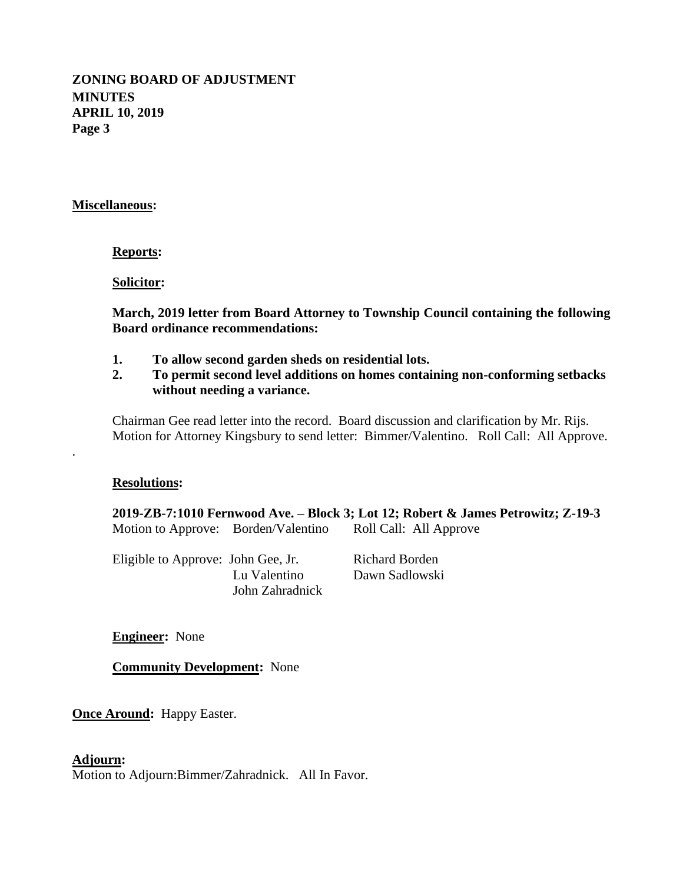**Miscellaneous:**

**Reports:**

**Solicitor:**

**March, 2019 letter from Board Attorney to Township Council containing the following Board ordinance recommendations:**

1. **To allow second garden sheds on residential lots.**
2. **To permit second level additions on homes containing non-conforming setbacks without needing a variance.**

Chairman Gee read letter into the record. Board discussion and clarification by Mr. Rijs. Motion for Attorney Kingsbury to send letter: Bimmer/Valentino. Roll Call: All Approve.

.

**Resolutions:**

**2019-ZB-7:1010 Fernwood Ave. – Block 3; Lot 12; Robert & James Petrowitz; Z-19-3**

Motion to Approve: Borden/Valentino Roll Call: All Approve

| | | |
|---|---|---|
| Eligible to Approve: | John Gee, Jr. | Richard Borden |
| | Lu Valentino | Dawn Sadlowski |
| | John Zahradnick | |

**Engineer:** None

**Community Development:** None

**Once Around:** Happy Easter.

**Adjourn:**

Motion to Adjourn:Bimmer/Zahradnick. All In Favor.